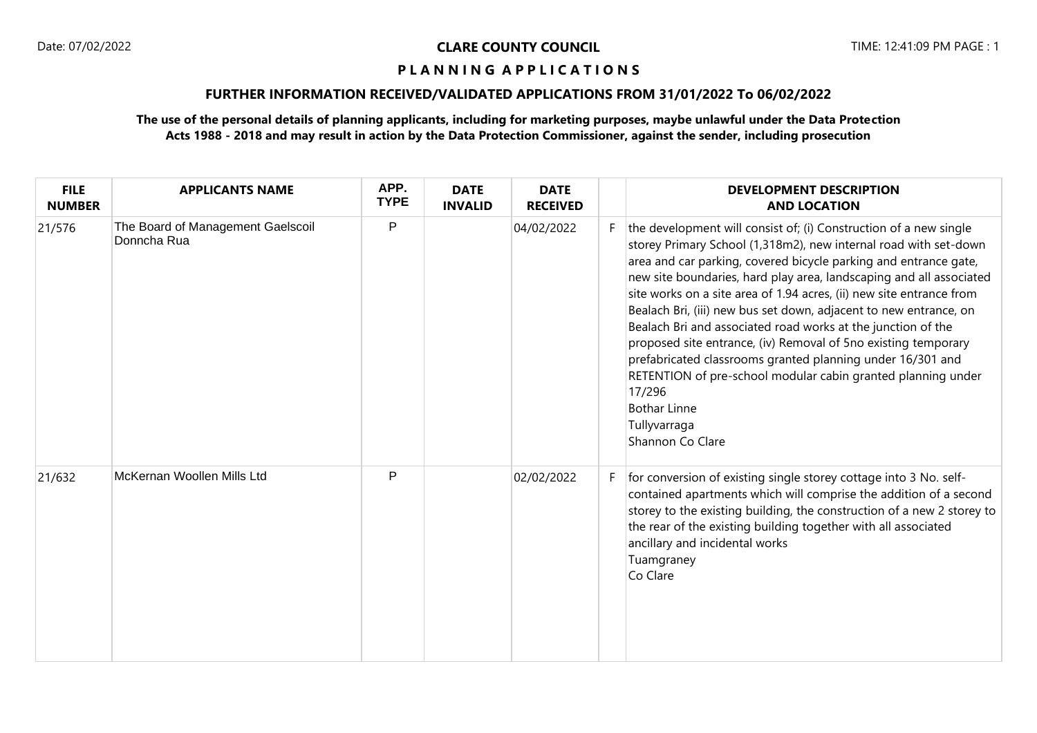# CLARE COUNTY COUNCIL

## PLANNING APPLICATIONS

### FURTHER INFORMATION RECEIVED/VALIDATED APPLICATIONS FROM 31/01/2022 To 06/02/2022

**The use of the personal details of planning applicants, including for marketing purposes, maybe unlawful under the Data Protection Acts 1988 - 2018 and may result in action by the Data Protection Commissioner, against the sender, including prosecution**

| FILE NUMBER | APPLICANTS NAME | APP. TYPE | DATE INVALID | DATE RECEIVED | | DEVELOPMENT DESCRIPTION AND LOCATION |
|---|---|---|---|---|---|---|
| 21/576 | The Board of Management Gaelscoil Donncha Rua | P | | 04/02/2022 | F | the development will consist of; (i) Construction of a new single storey Primary School (1,318m2), new internal road with set-down area and car parking, covered bicycle parking and entrance gate, new site boundaries, hard play area, landscaping and all associated site works on a site area of 1.94 acres, (ii) new site entrance from Bealach Bri, (iii) new bus set down, adjacent to new entrance, on Bealach Bri and associated road works at the junction of the proposed site entrance, (iv) Removal of 5no existing temporary prefabricated classrooms granted planning under 16/301 and RETENTION of pre-school modular cabin granted planning under 17/296<br>Bothar Linne<br>Tullyvarraga<br>Shannon Co Clare |
| 21/632 | McKernan Woollen Mills Ltd | P | | 02/02/2022 | F | for conversion of existing single storey cottage into 3 No. self-contained apartments which will comprise the addition of a second storey to the existing building, the construction of a new 2 storey to the rear of the existing building together with all associated ancillary and incidental works<br>Tuamgraney<br>Co Clare |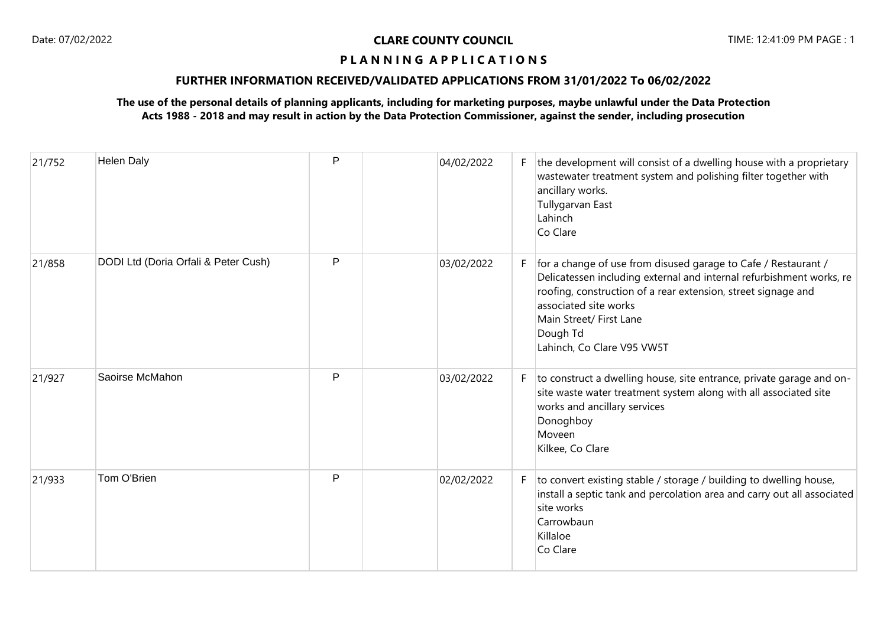**CLARE COUNTY COUNCIL**

**P L A N N I N G A P P L I C A T I O N S**

**FURTHER INFORMATION RECEIVED/VALIDATED APPLICATIONS FROM 31/01/2022 To 06/02/2022**

**The use of the personal details of planning applicants, including for marketing purposes, maybe unlawful under the Data Protection Acts 1988 - 2018 and may result in action by the Data Protection Commissioner, against the sender, including prosecution**

| | | | | | | |
|---|---|---|---|---|---|---|
| 21/752 | Helen Daly | P | | 04/02/2022 | F | the development will consist of a dwelling house with a proprietary wastewater treatment system and polishing filter together with ancillary works.<br>Tullygarvan East<br>Lahinch<br>Co Clare |
| 21/858 | DODI Ltd (Doria Orfali & Peter Cush) | P | | 03/02/2022 | F | for a change of use from disused garage to Cafe / Restaurant / Delicatessen including external and internal refurbishment works, re roofing, construction of a rear extension, street signage and associated site works<br>Main Street/ First Lane<br>Dough Td<br>Lahinch, Co Clare V95 VW5T |
| 21/927 | Saoirse McMahon | P | | 03/02/2022 | F | to construct a dwelling house, site entrance, private garage and on-site waste water treatment system along with all associated site works and ancillary services<br>Donoghboy<br>Moveen<br>Kilkee, Co Clare |
| 21/933 | Tom O'Brien | P | | 02/02/2022 | F | to convert existing stable / storage / building to dwelling house, install a septic tank and percolation area and carry out all associated site works<br>Carrowbaun<br>Killaloe<br>Co Clare |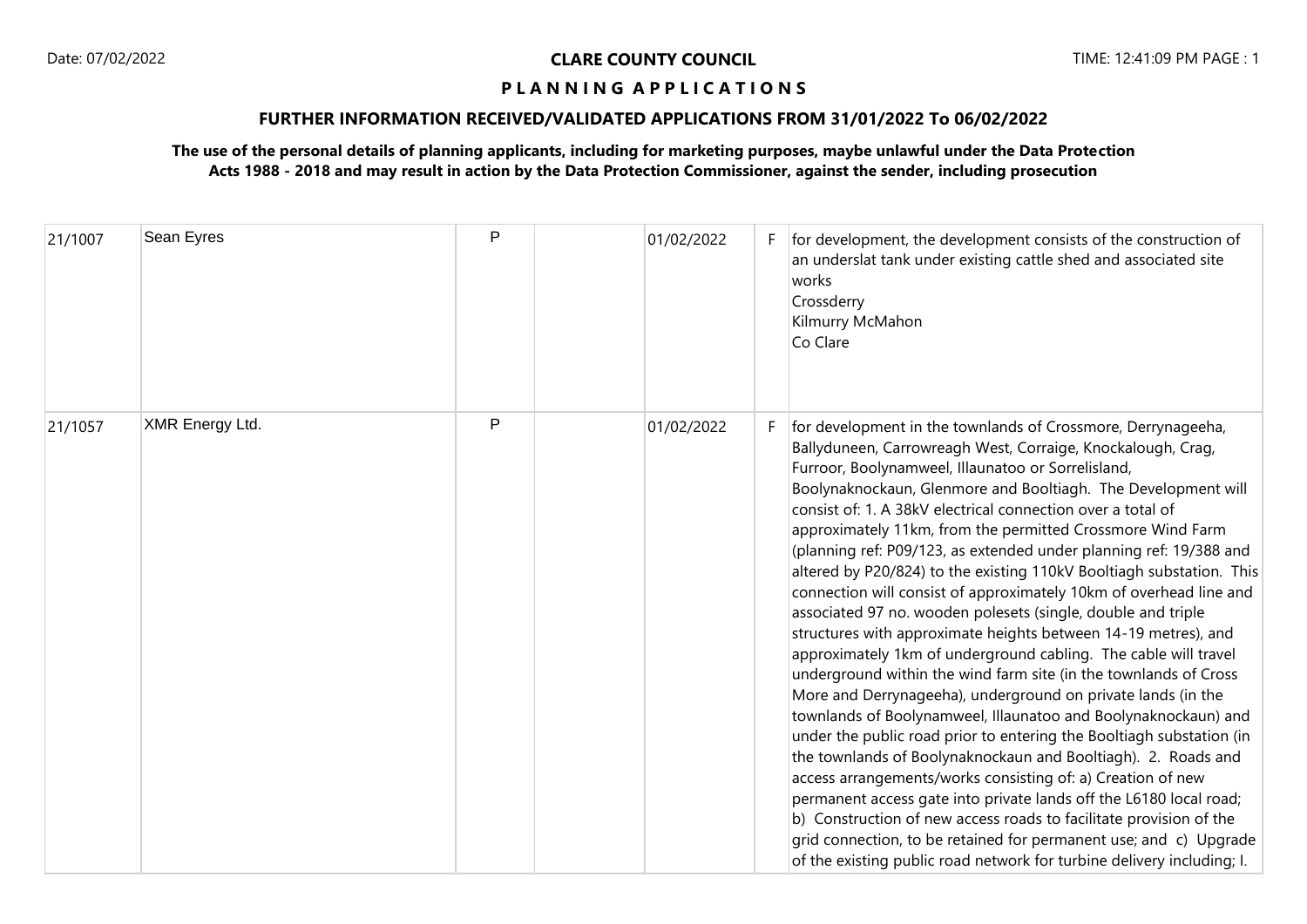**CLARE COUNTY COUNCIL**

**P L A N N I N G A P P L I C A T I O N S**

**FURTHER INFORMATION RECEIVED/VALIDATED APPLICATIONS FROM 31/01/2022 To 06/02/2022**

**The use of the personal details of planning applicants, including for marketing purposes, maybe unlawful under the Data Protection Acts 1988 - 2018 and may result in action by the Data Protection Commissioner, against the sender, including prosecution**

| | | | | | | |
|---|---|---|---|---|---|---|
| 21/1007 | Sean Eyres | P | | 01/02/2022 | F | for development, the development consists of the construction of an underslat tank under existing cattle shed and associated site works<br>Crossderry<br>Kilmurry McMahon<br>Co Clare |
| 21/1057 | XMR Energy Ltd. | P | | 01/02/2022 | F | for development in the townlands of Crossmore, Derrynageeha, Ballyduneen, Carrowreagh West, Corraige, Knockalough, Crag, Furroor, Boolynamweel, Illaunatoo or Sorrelisland, Boolynaknockaun, Glenmore and Booltiagh. The Development will consist of: 1. A 38kV electrical connection over a total of approximately 11km, from the permitted Crossmore Wind Farm (planning ref: P09/123, as extended under planning ref: 19/388 and altered by P20/824) to the existing 110kV Booltiagh substation. This connection will consist of approximately 10km of overhead line and associated 97 no. wooden polesets (single, double and triple structures with approximate heights between 14-19 metres), and approximately 1km of underground cabling. The cable will travel underground within the wind farm site (in the townlands of Cross More and Derrynageeha), underground on private lands (in the townlands of Boolynamweel, Illaunatoo and Boolynaknockaun) and under the public road prior to entering the Booltiagh substation (in the townlands of Boolynaknockaun and Booltiagh). 2. Roads and access arrangements/works consisting of: a) Creation of new permanent access gate into private lands off the L6180 local road; b) Construction of new access roads to facilitate provision of the grid connection, to be retained for permanent use; and c) Upgrade of the existing public road network for turbine delivery including; I. |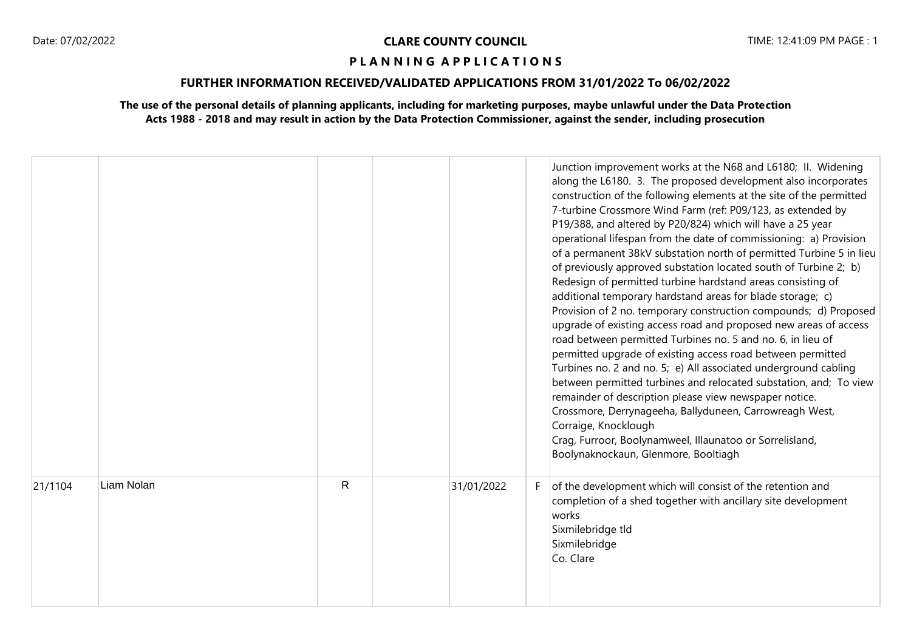# CLARE COUNTY COUNCIL

## P L A N N I N G  A P P L I C A T I O N S

### FURTHER INFORMATION RECEIVED/VALIDATED APPLICATIONS FROM 31/01/2022 To 06/02/2022

**The use of the personal details of planning applicants, including for marketing purposes, maybe unlawful under the Data Protection Acts 1988 - 2018 and may result in action by the Data Protection Commissioner, against the sender, including prosecution**

| | | | | | | |
|---|---|---|---|---|---|---|
| | | | | | | Junction improvement works at the N68 and L6180; II. Widening along the L6180. 3. The proposed development also incorporates construction of the following elements at the site of the permitted 7-turbine Crossmore Wind Farm (ref: P09/123, as extended by P19/388, and altered by P20/824) which will have a 25 year operational lifespan from the date of commissioning: a) Provision of a permanent 38kV substation north of permitted Turbine 5 in lieu of previously approved substation located south of Turbine 2; b) Redesign of permitted turbine hardstand areas consisting of additional temporary hardstand areas for blade storage; c) Provision of 2 no. temporary construction compounds; d) Proposed upgrade of existing access road and proposed new areas of access road between permitted Turbines no. 5 and no. 6, in lieu of permitted upgrade of existing access road between permitted Turbines no. 2 and no. 5; e) All associated underground cabling between permitted turbines and relocated substation, and; To view remainder of description please view newspaper notice.<br>Crossmore, Derrynageeha, Ballyduneen, Carrowreagh West, Corraige, Knocklough<br>Crag, Furroor, Boolynamweel, Illaunatoo or Sorrelisland, Boolynaknockaun, Glenmore, Booltiagh |
| 21/1104 | Liam Nolan | R | | 31/01/2022 | F | of the development which will consist of the retention and completion of a shed together with ancillary site development works<br>Sixmilebridge tld<br>Sixmilebridge<br>Co. Clare |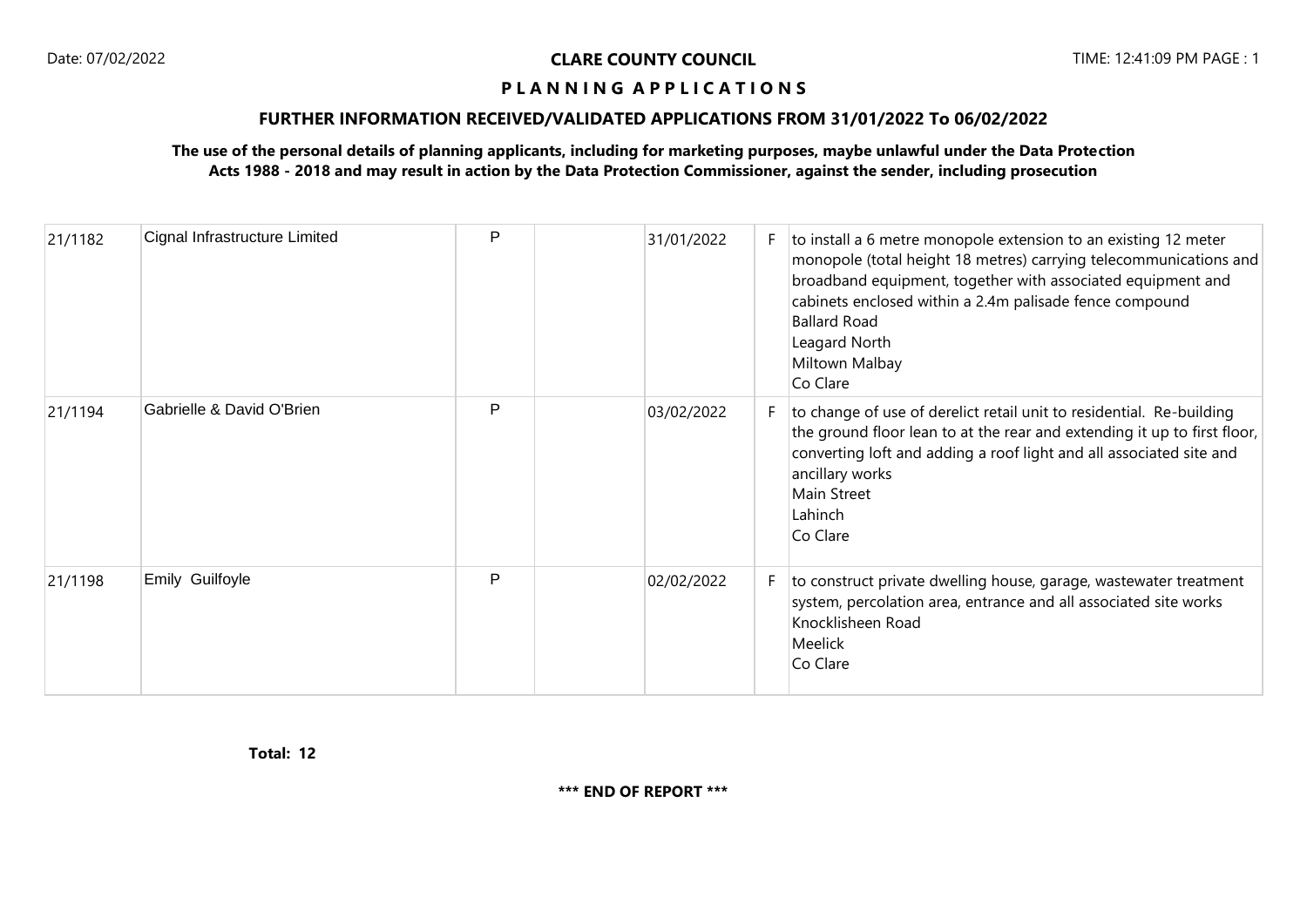**CLARE COUNTY COUNCIL**

**P L A N N I N G A P P L I C A T I O N S**

**FURTHER INFORMATION RECEIVED/VALIDATED APPLICATIONS FROM 31/01/2022 To 06/02/2022**

**The use of the personal details of planning applicants, including for marketing purposes, maybe unlawful under the Data Protection Acts 1988 - 2018 and may result in action by the Data Protection Commissioner, against the sender, including prosecution**

| | | | | | | |
|---|---|---|---|---|---|---|
| 21/1182 | Cignal Infrastructure Limited | P | | 31/01/2022 | F | to install a 6 metre monopole extension to an existing 12 meter monopole (total height 18 metres) carrying telecommunications and broadband equipment, together with associated equipment and cabinets enclosed within a 2.4m palisade fence compound<br>Ballard Road<br>Leagard North<br>Miltown Malbay<br>Co Clare |
| 21/1194 | Gabrielle & David O'Brien | P | | 03/02/2022 | F | to change of use of derelict retail unit to residential. Re-building the ground floor lean to at the rear and extending it up to first floor, converting loft and adding a roof light and all associated site and ancillary works<br>Main Street<br>Lahinch<br>Co Clare |
| 21/1198 | Emily Guilfoyle | P | | 02/02/2022 | F | to construct private dwelling house, garage, wastewater treatment system, percolation area, entrance and all associated site works<br>Knocklisheen Road<br>Meelick<br>Co Clare |

**Total: 12**

**\*\*\* END OF REPORT \*\*\***